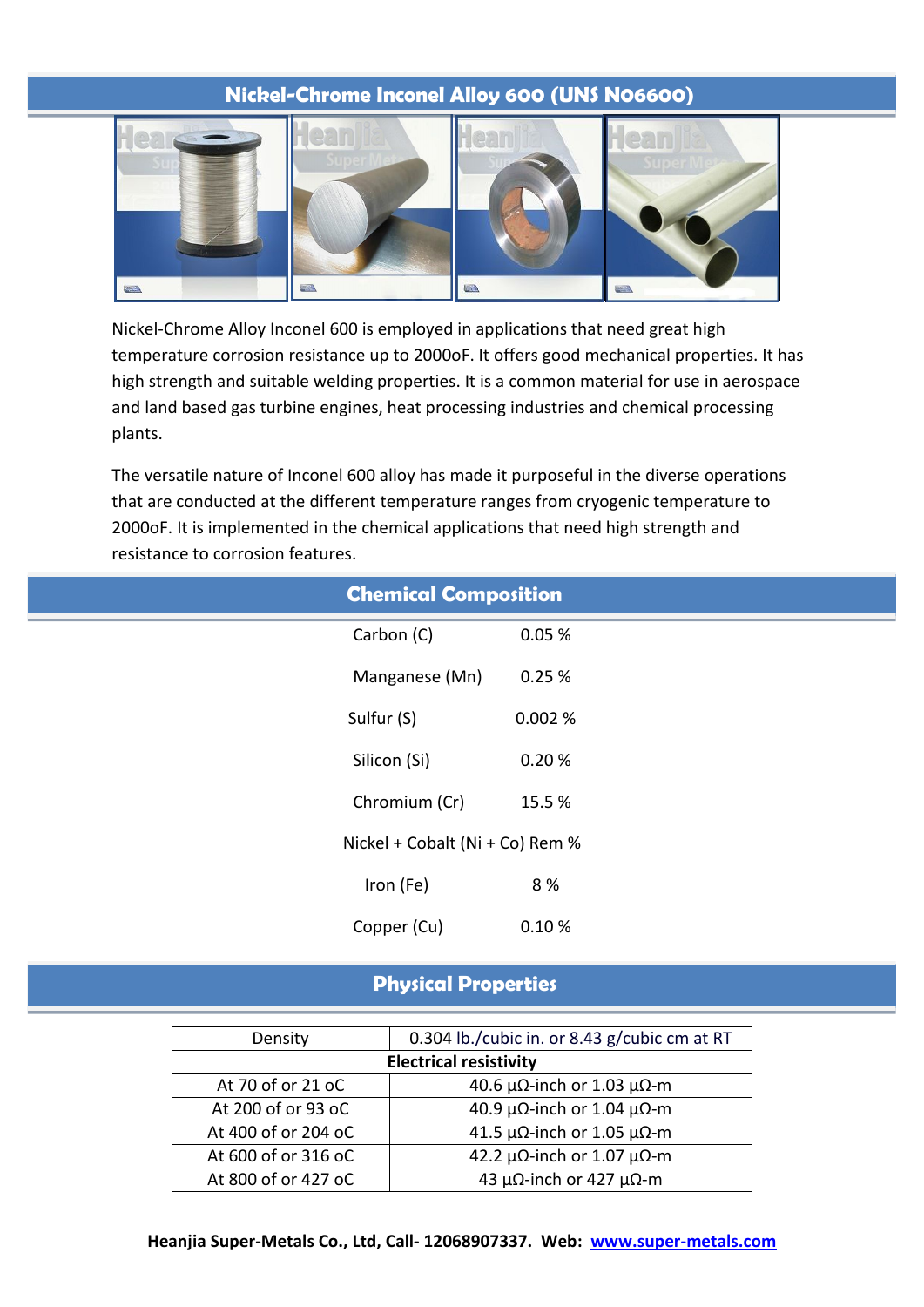# Nickel-Chrome Inconel Alloy 600 (UNS N06600)

Nickel-Chrome Alloy Inconel 600 is employed in applications that need great high temperature corrosion resistance up to 2000oF. It offers good mechanical properties. It has high strength and suitable welding properties. It is a common material for use in aerospace and land based gas turbine engines, heat processing industries and chemical processing plants.

The versatile nature of Inconel 600 alloy has made it purposeful in the diverse operations that are conducted at the different temperature ranges from cryogenic temperature to 2000oF. It is implemented in the chemical applications that need high strength and resistance to corrosion features.

## Chemical Composition

| Element | Content |
|---|---|
| Carbon (C) | 0.05 % |
| Manganese (Mn) | 0.25 % |
| Sulfur (S) | 0.002 % |
| Silicon (Si) | 0.20 % |
| Chromium (Cr) | 15.5 % |
| Nickel + Cobalt (Ni + Co) | Rem % |
| Iron (Fe) | 8 % |
| Copper (Cu) | 0.10 % |

## Physical Properties

| Density | 0.304 lb./cubic in. or 8.43 g/cubic cm at RT |
|---|---|
| **Electrical resistivity** | |
| At 70 of or 21 oC | 40.6 µΩ-inch or 1.03 µΩ-m |
| At 200 of or 93 oC | 40.9 µΩ-inch or 1.04 µΩ-m |
| At 400 of or 204 oC | 41.5 µΩ-inch or 1.05 µΩ-m |
| At 600 of or 316 oC | 42.2 µΩ-inch or 1.07 µΩ-m |
| At 800 of or 427 oC | 43 µΩ-inch or 427 µΩ-m |

**Heanjia Super-Metals Co., Ltd, Call- 12068907337. Web: www.super-metals.com**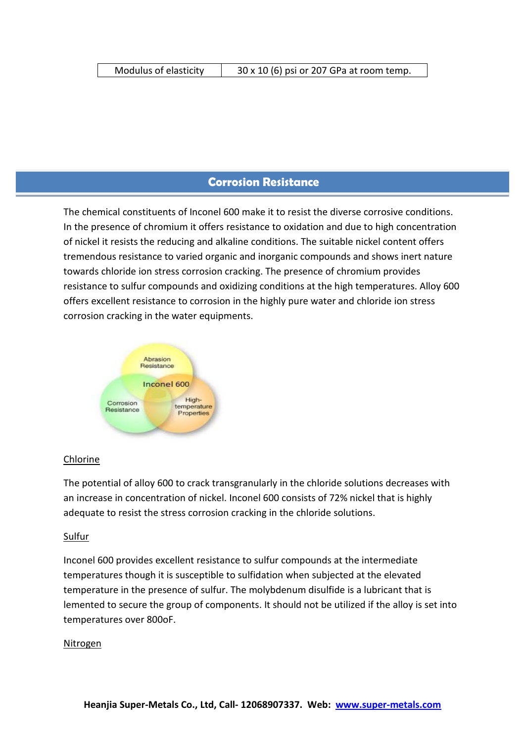| Modulus of elasticity | 30 x 10 (6) psi or 207 GPa at room temp. |
|---|---|

## Corrosion Resistance

The chemical constituents of Inconel 600 make it to resist the diverse corrosive conditions. In the presence of chromium it offers resistance to oxidation and due to high concentration of nickel it resists the reducing and alkaline conditions. The suitable nickel content offers tremendous resistance to varied organic and inorganic compounds and shows inert nature towards chloride ion stress corrosion cracking. The presence of chromium provides resistance to sulfur compounds and oxidizing conditions at the high temperatures. Alloy 600 offers excellent resistance to corrosion in the highly pure water and chloride ion stress corrosion cracking in the water equipments.

Abrasion Resistance

Inconel 600

Corrosion Resistance

High-temperature Properties

<u>Chlorine</u>

The potential of alloy 600 to crack transgranularly in the chloride solutions decreases with an increase in concentration of nickel. Inconel 600 consists of 72% nickel that is highly adequate to resist the stress corrosion cracking in the chloride solutions.

<u>Sulfur</u>

Inconel 600 provides excellent resistance to sulfur compounds at the intermediate temperatures though it is susceptible to sulfidation when subjected at the elevated temperature in the presence of sulfur. The molybdenum disulfide is a lubricant that is lemented to secure the group of components. It should not be utilized if the alloy is set into temperatures over 800oF.

<u>Nitrogen</u>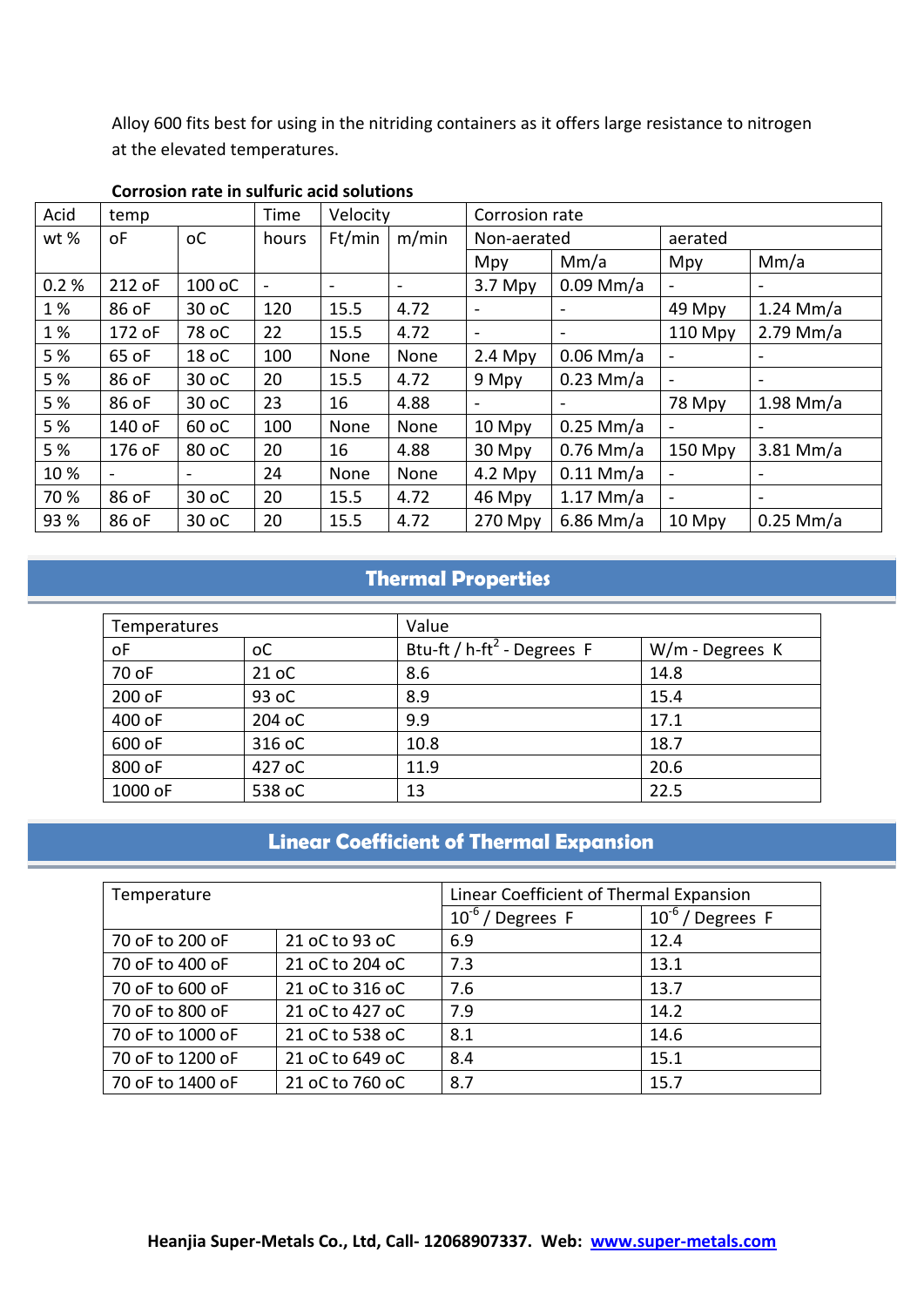Alloy 600 fits best for using in the nitriding containers as it offers large resistance to nitrogen at the elevated temperatures.

**Corrosion rate in sulfuric acid solutions**

| Acid | temp | | Time | Velocity | | Corrosion rate | | | |
|---|---|---|---|---|---|---|---|---|---|
| wt % | oF | oC | hours | Ft/min | m/min | Non-aerated | | aerated | |
| | | | | | | Mpy | Mm/a | Mpy | Mm/a |
| 0.2 % | 212 oF | 100 oC | - | - | - | 3.7 Mpy | 0.09 Mm/a | - | - |
| 1 % | 86 oF | 30 oC | 120 | 15.5 | 4.72 | - | - | 49 Mpy | 1.24 Mm/a |
| 1 % | 172 oF | 78 oC | 22 | 15.5 | 4.72 | - | - | 110 Mpy | 2.79 Mm/a |
| 5 % | 65 oF | 18 oC | 100 | None | None | 2.4 Mpy | 0.06 Mm/a | - | - |
| 5 % | 86 oF | 30 oC | 20 | 15.5 | 4.72 | 9 Mpy | 0.23 Mm/a | - | - |
| 5 % | 86 oF | 30 oC | 23 | 16 | 4.88 | - | - | 78 Mpy | 1.98 Mm/a |
| 5 % | 140 oF | 60 oC | 100 | None | None | 10 Mpy | 0.25 Mm/a | - | - |
| 5 % | 176 oF | 80 oC | 20 | 16 | 4.88 | 30 Mpy | 0.76 Mm/a | 150 Mpy | 3.81 Mm/a |
| 10 % | - | - | 24 | None | None | 4.2 Mpy | 0.11 Mm/a | - | - |
| 70 % | 86 oF | 30 oC | 20 | 15.5 | 4.72 | 46 Mpy | 1.17 Mm/a | - | - |
| 93 % | 86 oF | 30 oC | 20 | 15.5 | 4.72 | 270 Mpy | 6.86 Mm/a | 10 Mpy | 0.25 Mm/a |

## Thermal Properties

| Temperatures | | Value | |
|---|---|---|---|
| oF | oC | Btu-ft / h-ft$^2$ - Degrees F | W/m - Degrees K |
| 70 oF | 21 oC | 8.6 | 14.8 |
| 200 oF | 93 oC | 8.9 | 15.4 |
| 400 oF | 204 oC | 9.9 | 17.1 |
| 600 oF | 316 oC | 10.8 | 18.7 |
| 800 oF | 427 oC | 11.9 | 20.6 |
| 1000 oF | 538 oC | 13 | 22.5 |

## Linear Coefficient of Thermal Expansion

| Temperature | | Linear Coefficient of Thermal Expansion | |
|---|---|---|---|
| | | $10^{-6}$ / Degrees F | $10^{-6}$ / Degrees F |
| 70 oF to 200 oF | 21 oC to 93 oC | 6.9 | 12.4 |
| 70 oF to 400 oF | 21 oC to 204 oC | 7.3 | 13.1 |
| 70 oF to 600 oF | 21 oC to 316 oC | 7.6 | 13.7 |
| 70 oF to 800 oF | 21 oC to 427 oC | 7.9 | 14.2 |
| 70 oF to 1000 oF | 21 oC to 538 oC | 8.1 | 14.6 |
| 70 oF to 1200 oF | 21 oC to 649 oC | 8.4 | 15.1 |
| 70 oF to 1400 oF | 21 oC to 760 oC | 8.7 | 15.7 |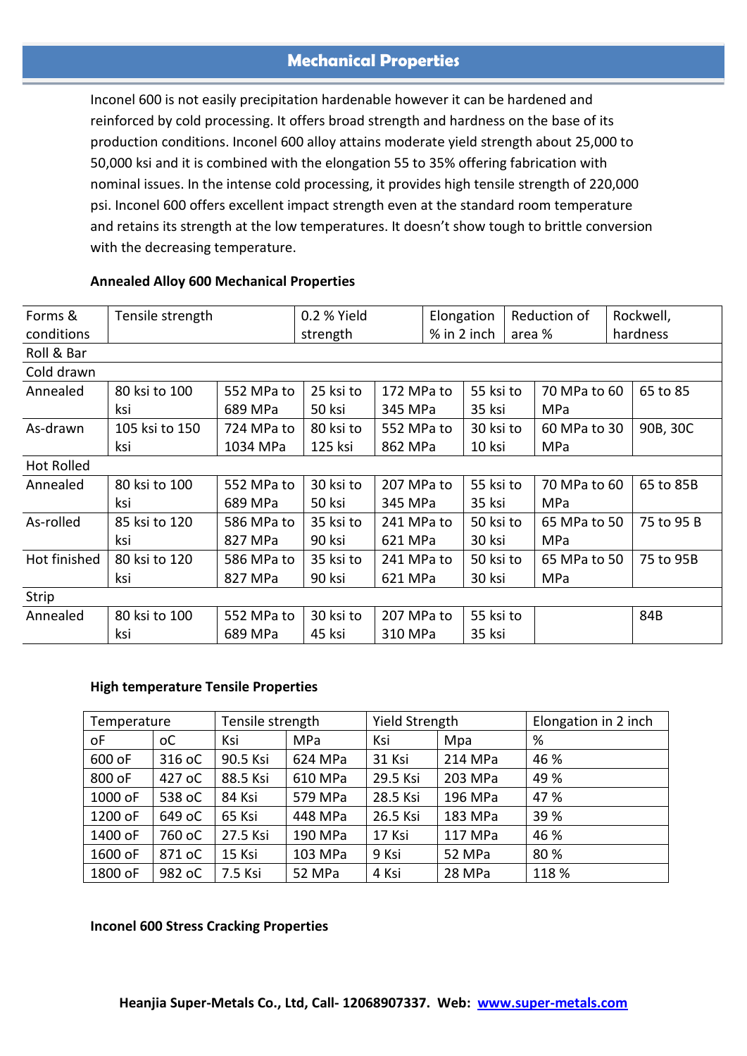## Mechanical Properties

Inconel 600 is not easily precipitation hardenable however it can be hardened and reinforced by cold processing. It offers broad strength and hardness on the base of its production conditions. Inconel 600 alloy attains moderate yield strength about 25,000 to 50,000 ksi and it is combined with the elongation 55 to 35% offering fabrication with nominal issues. In the intense cold processing, it provides high tensile strength of 220,000 psi. Inconel 600 offers excellent impact strength even at the standard room temperature and retains its strength at the low temperatures. It doesn't show tough to brittle conversion with the decreasing temperature.

**Annealed Alloy 600 Mechanical Properties**

| Forms & conditions | Tensile strength | | 0.2 % Yield strength | | Elongation % in 2 inch | Reduction of area % | Rockwell, hardness |
|---|---|---|---|---|---|---|---|
| Roll & Bar | | | | | | | |
| Cold drawn | | | | | | | |
| Annealed | 80 ksi to 100 ksi | 552 MPa to 689 MPa | 25 ksi to 50 ksi | 172 MPa to 345 MPa | 55 ksi to 35 ksi | 70 MPa to 60 MPa | 65 to 85 |
| As-drawn | 105 ksi to 150 ksi | 724 MPa to 1034 MPa | 80 ksi to 125 ksi | 552 MPa to 862 MPa | 30 ksi to 10 ksi | 60 MPa to 30 MPa | 90B, 30C |
| Hot Rolled | | | | | | | |
| Annealed | 80 ksi to 100 ksi | 552 MPa to 689 MPa | 30 ksi to 50 ksi | 207 MPa to 345 MPa | 55 ksi to 35 ksi | 70 MPa to 60 MPa | 65 to 85B |
| As-rolled | 85 ksi to 120 ksi | 586 MPa to 827 MPa | 35 ksi to 90 ksi | 241 MPa to 621 MPa | 50 ksi to 30 ksi | 65 MPa to 50 MPa | 75 to 95 B |
| Hot finished | 80 ksi to 120 ksi | 586 MPa to 827 MPa | 35 ksi to 90 ksi | 241 MPa to 621 MPa | 50 ksi to 30 ksi | 65 MPa to 50 MPa | 75 to 95B |
| Strip | | | | | | | |
| Annealed | 80 ksi to 100 ksi | 552 MPa to 689 MPa | 30 ksi to 45 ksi | 207 MPa to 310 MPa | 55 ksi to 35 ksi | | 84B |

**High temperature Tensile Properties**

| Temperature | | Tensile strength | | Yield Strength | | Elongation in 2 inch |
|---|---|---|---|---|---|---|
| oF | oC | Ksi | MPa | Ksi | Mpa | % |
| 600 oF | 316 oC | 90.5 Ksi | 624 MPa | 31 Ksi | 214 MPa | 46 % |
| 800 oF | 427 oC | 88.5 Ksi | 610 MPa | 29.5 Ksi | 203 MPa | 49 % |
| 1000 oF | 538 oC | 84 Ksi | 579 MPa | 28.5 Ksi | 196 MPa | 47 % |
| 1200 oF | 649 oC | 65 Ksi | 448 MPa | 26.5 Ksi | 183 MPa | 39 % |
| 1400 oF | 760 oC | 27.5 Ksi | 190 MPa | 17 Ksi | 117 MPa | 46 % |
| 1600 oF | 871 oC | 15 Ksi | 103 MPa | 9 Ksi | 52 MPa | 80 % |
| 1800 oF | 982 oC | 7.5 Ksi | 52 MPa | 4 Ksi | 28 MPa | 118 % |

**Inconel 600 Stress Cracking Properties**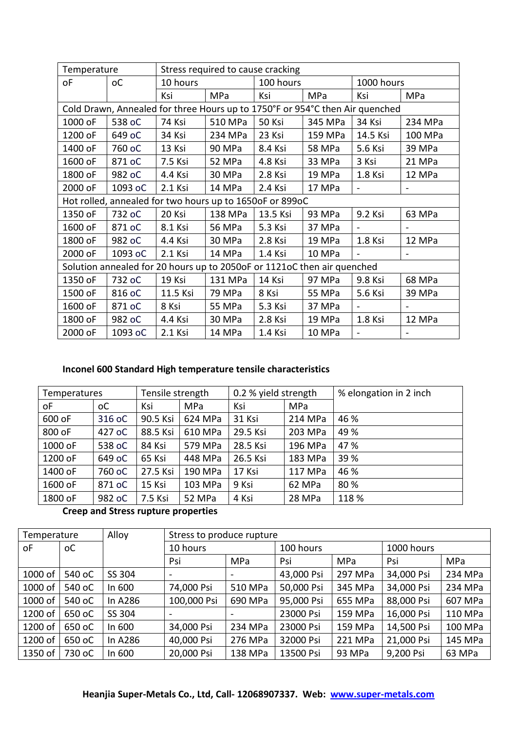| Temperature | | Stress required to cause cracking | | | | | |
|---|---|---|---|---|---|---|---|
| oF | oC | 10 hours | | 100 hours | | 1000 hours | |
| | | Ksi | MPa | Ksi | MPa | Ksi | MPa |
| Cold Drawn, Annealed for three Hours up to 1750°F or 954°C then Air quenched | | | | | | | |
| 1000 oF | 538 oC | 74 Ksi | 510 MPa | 50 Ksi | 345 MPa | 34 Ksi | 234 MPa |
| 1200 oF | 649 oC | 34 Ksi | 234 MPa | 23 Ksi | 159 MPa | 14.5 Ksi | 100 MPa |
| 1400 oF | 760 oC | 13 Ksi | 90 MPa | 8.4 Ksi | 58 MPa | 5.6 Ksi | 39 MPa |
| 1600 oF | 871 oC | 7.5 Ksi | 52 MPa | 4.8 Ksi | 33 MPa | 3 Ksi | 21 MPa |
| 1800 oF | 982 oC | 4.4 Ksi | 30 MPa | 2.8 Ksi | 19 MPa | 1.8 Ksi | 12 MPa |
| 2000 oF | 1093 oC | 2.1 Ksi | 14 MPa | 2.4 Ksi | 17 MPa | - | - |
| Hot rolled, annealed for two hours up to 1650oF or 899oC | | | | | | | |
| 1350 oF | 732 oC | 20 Ksi | 138 MPa | 13.5 Ksi | 93 MPa | 9.2 Ksi | 63 MPa |
| 1600 oF | 871 oC | 8.1 Ksi | 56 MPa | 5.3 Ksi | 37 MPa | - | - |
| 1800 oF | 982 oC | 4.4 Ksi | 30 MPa | 2.8 Ksi | 19 MPa | 1.8 Ksi | 12 MPa |
| 2000 oF | 1093 oC | 2.1 Ksi | 14 MPa | 1.4 Ksi | 10 MPa | - | - |
| Solution annealed for 20 hours up to 2050oF or 1121oC then air quenched | | | | | | | |
| 1350 oF | 732 oC | 19 Ksi | 131 MPa | 14 Ksi | 97 MPa | 9.8 Ksi | 68 MPa |
| 1500 oF | 816 oC | 11.5 Ksi | 79 MPa | 8 Ksi | 55 MPa | 5.6 Ksi | 39 MPa |
| 1600 oF | 871 oC | 8 Ksi | 55 MPa | 5.3 Ksi | 37 MPa | - | - |
| 1800 oF | 982 oC | 4.4 Ksi | 30 MPa | 2.8 Ksi | 19 MPa | 1.8 Ksi | 12 MPa |
| 2000 oF | 1093 oC | 2.1 Ksi | 14 MPa | 1.4 Ksi | 10 MPa | - | - |

**Inconel 600 Standard High temperature tensile characteristics**

| Temperatures | | Tensile strength | | 0.2 % yield strength | | % elongation in 2 inch |
|---|---|---|---|---|---|---|
| oF | oC | Ksi | MPa | Ksi | MPa | |
| 600 oF | 316 oC | 90.5 Ksi | 624 MPa | 31 Ksi | 214 MPa | 46 % |
| 800 oF | 427 oC | 88.5 Ksi | 610 MPa | 29.5 Ksi | 203 MPa | 49 % |
| 1000 oF | 538 oC | 84 Ksi | 579 MPa | 28.5 Ksi | 196 MPa | 47 % |
| 1200 oF | 649 oC | 65 Ksi | 448 MPa | 26.5 Ksi | 183 MPa | 39 % |
| 1400 oF | 760 oC | 27.5 Ksi | 190 MPa | 17 Ksi | 117 MPa | 46 % |
| 1600 oF | 871 oC | 15 Ksi | 103 MPa | 9 Ksi | 62 MPa | 80 % |
| 1800 oF | 982 oC | 7.5 Ksi | 52 MPa | 4 Ksi | 28 MPa | 118 % |

**Creep and Stress rupture properties**

| Temperature | | Alloy | Stress to produce rupture | | | | | |
|---|---|---|---|---|---|---|---|---|
| oF | oC | | 10 hours | | 100 hours | | 1000 hours | |
| | | | Psi | MPa | Psi | MPa | Psi | MPa |
| 1000 of | 540 oC | SS 304 | - | - | 43,000 Psi | 297 MPa | 34,000 Psi | 234 MPa |
| 1000 of | 540 oC | In 600 | 74,000 Psi | 510 MPa | 50,000 Psi | 345 MPa | 34,000 Psi | 234 MPa |
| 1000 of | 540 oC | In A286 | 100,000 Psi | 690 MPa | 95,000 Psi | 655 MPa | 88,000 Psi | 607 MPa |
| 1200 of | 650 oC | SS 304 | - | - | 23000 Psi | 159 MPa | 16,000 Psi | 110 MPa |
| 1200 of | 650 oC | In 600 | 34,000 Psi | 234 MPa | 23000 Psi | 159 MPa | 14,500 Psi | 100 MPa |
| 1200 of | 650 oC | In A286 | 40,000 Psi | 276 MPa | 32000 Psi | 221 MPa | 21,000 Psi | 145 MPa |
| 1350 of | 730 oC | In 600 | 20,000 Psi | 138 MPa | 13500 Psi | 93 MPa | 9,200 Psi | 63 MPa |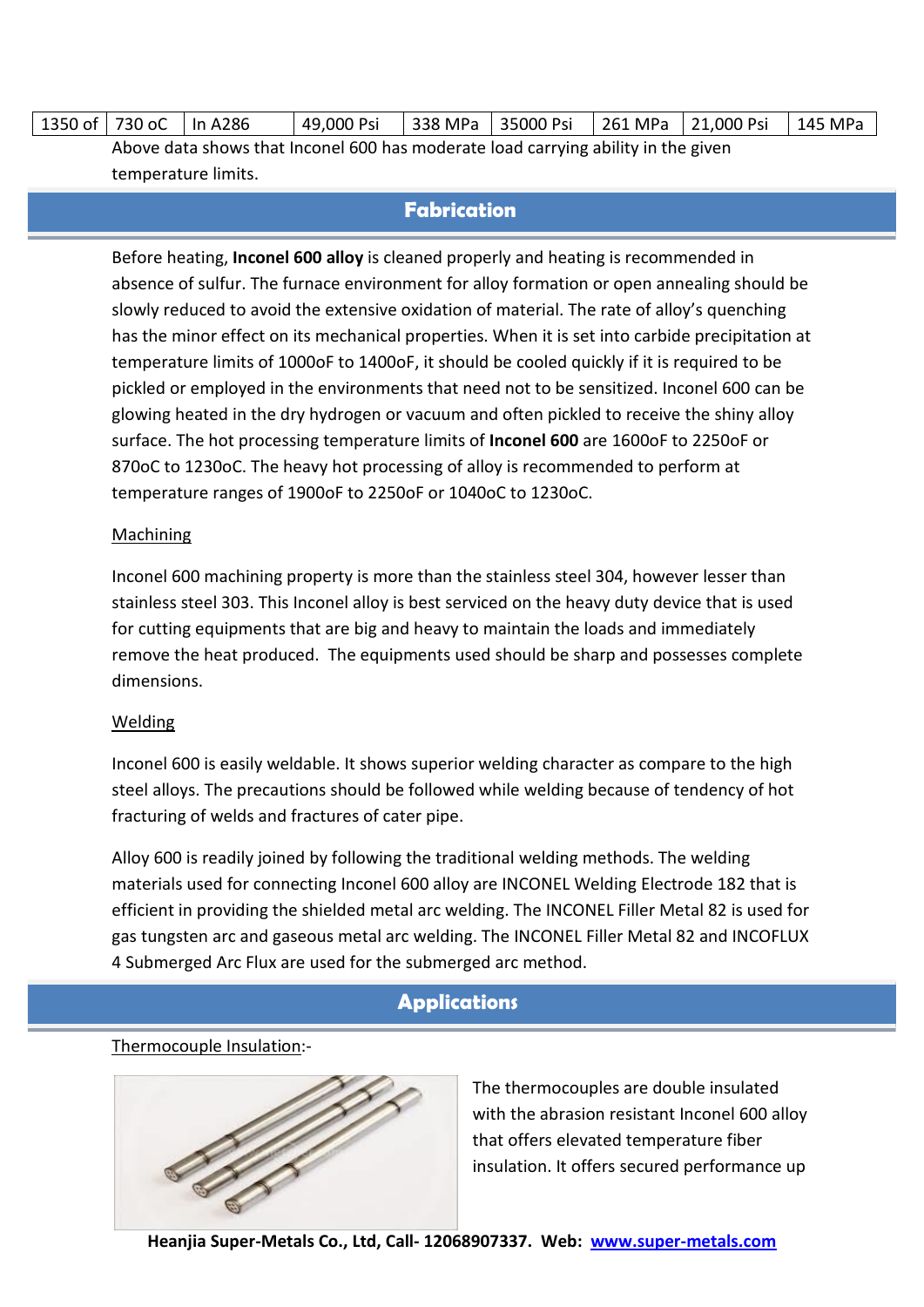| 1350 of | 730 oC | In A286 | 49,000 Psi | 338 MPa | 35000 Psi | 261 MPa | 21,000 Psi | 145 MPa |
|---|---|---|---|---|---|---|---|---|

Above data shows that Inconel 600 has moderate load carrying ability in the given temperature limits.

## Fabrication

Before heating, **Inconel 600 alloy** is cleaned properly and heating is recommended in absence of sulfur. The furnace environment for alloy formation or open annealing should be slowly reduced to avoid the extensive oxidation of material. The rate of alloy's quenching has the minor effect on its mechanical properties. When it is set into carbide precipitation at temperature limits of 1000oF to 1400oF, it should be cooled quickly if it is required to be pickled or employed in the environments that need not to be sensitized. Inconel 600 can be glowing heated in the dry hydrogen or vacuum and often pickled to receive the shiny alloy surface. The hot processing temperature limits of **Inconel 600** are 1600oF to 2250oF or 870oC to 1230oC. The heavy hot processing of alloy is recommended to perform at temperature ranges of 1900oF to 2250oF or 1040oC to 1230oC.

### Machining

Inconel 600 machining property is more than the stainless steel 304, however lesser than stainless steel 303. This Inconel alloy is best serviced on the heavy duty device that is used for cutting equipments that are big and heavy to maintain the loads and immediately remove the heat produced. The equipments used should be sharp and possesses complete dimensions.

### Welding

Inconel 600 is easily weldable. It shows superior welding character as compare to the high steel alloys. The precautions should be followed while welding because of tendency of hot fracturing of welds and fractures of cater pipe.

Alloy 600 is readily joined by following the traditional welding methods. The welding materials used for connecting Inconel 600 alloy are INCONEL Welding Electrode 182 that is efficient in providing the shielded metal arc welding. The INCONEL Filler Metal 82 is used for gas tungsten arc and gaseous metal arc welding. The INCONEL Filler Metal 82 and INCOFLUX 4 Submerged Arc Flux are used for the submerged arc method.

## Applications

### Thermocouple Insulation:-

The thermocouples are double insulated with the abrasion resistant Inconel 600 alloy that offers elevated temperature fiber insulation. It offers secured performance up

**Heanjia Super-Metals Co., Ltd, Call- 12068907337. Web: [www.super-metals.com](www.super-metals.com)**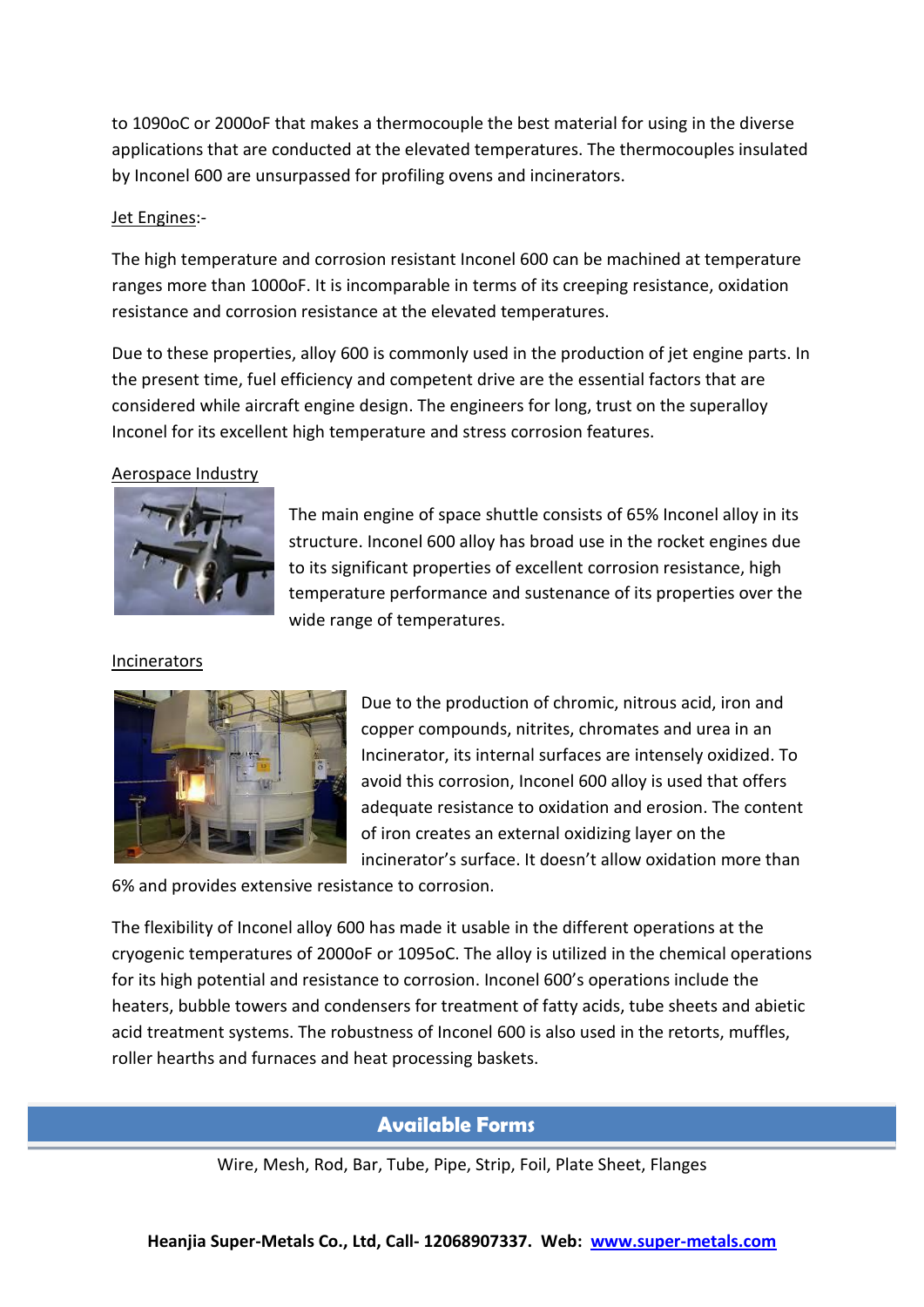to 1090oC or 2000oF that makes a thermocouple the best material for using in the diverse applications that are conducted at the elevated temperatures. The thermocouples insulated by Inconel 600 are unsurpassed for profiling ovens and incinerators.

Jet Engines:-

The high temperature and corrosion resistant Inconel 600 can be machined at temperature ranges more than 1000oF. It is incomparable in terms of its creeping resistance, oxidation resistance and corrosion resistance at the elevated temperatures.

Due to these properties, alloy 600 is commonly used in the production of jet engine parts. In the present time, fuel efficiency and competent drive are the essential factors that are considered while aircraft engine design. The engineers for long, trust on the superalloy Inconel for its excellent high temperature and stress corrosion features.

Aerospace Industry

The main engine of space shuttle consists of 65% Inconel alloy in its structure. Inconel 600 alloy has broad use in the rocket engines due to its significant properties of excellent corrosion resistance, high temperature performance and sustenance of its properties over the wide range of temperatures.

Incinerators

Due to the production of chromic, nitrous acid, iron and copper compounds, nitrites, chromates and urea in an Incinerator, its internal surfaces are intensely oxidized. To avoid this corrosion, Inconel 600 alloy is used that offers adequate resistance to oxidation and erosion. The content of iron creates an external oxidizing layer on the incinerator's surface. It doesn't allow oxidation more than 6% and provides extensive resistance to corrosion.

The flexibility of Inconel alloy 600 has made it usable in the different operations at the cryogenic temperatures of 2000oF or 1095oC. The alloy is utilized in the chemical operations for its high potential and resistance to corrosion. Inconel 600's operations include the heaters, bubble towers and condensers for treatment of fatty acids, tube sheets and abietic acid treatment systems. The robustness of Inconel 600 is also used in the retorts, muffles, roller hearths and furnaces and heat processing baskets.

## Available Forms

Wire, Mesh, Rod, Bar, Tube, Pipe, Strip, Foil, Plate Sheet, Flanges

**Heanjia Super-Metals Co., Ltd, Call- 12068907337. Web: www.super-metals.com**